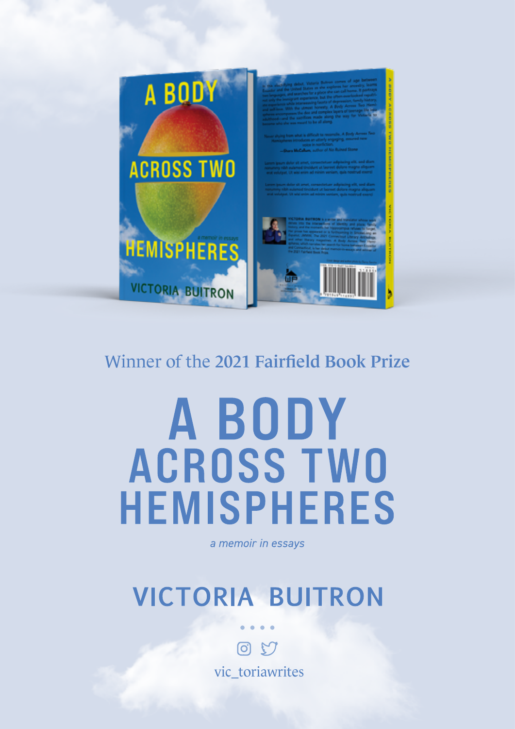Winner of the **2021 Fairfield Book Prize**

# A BODY ACROSS TWO HEMISPHERES

*a memoir in essays*

## VICTORIA BUITRON

vic_toriawrites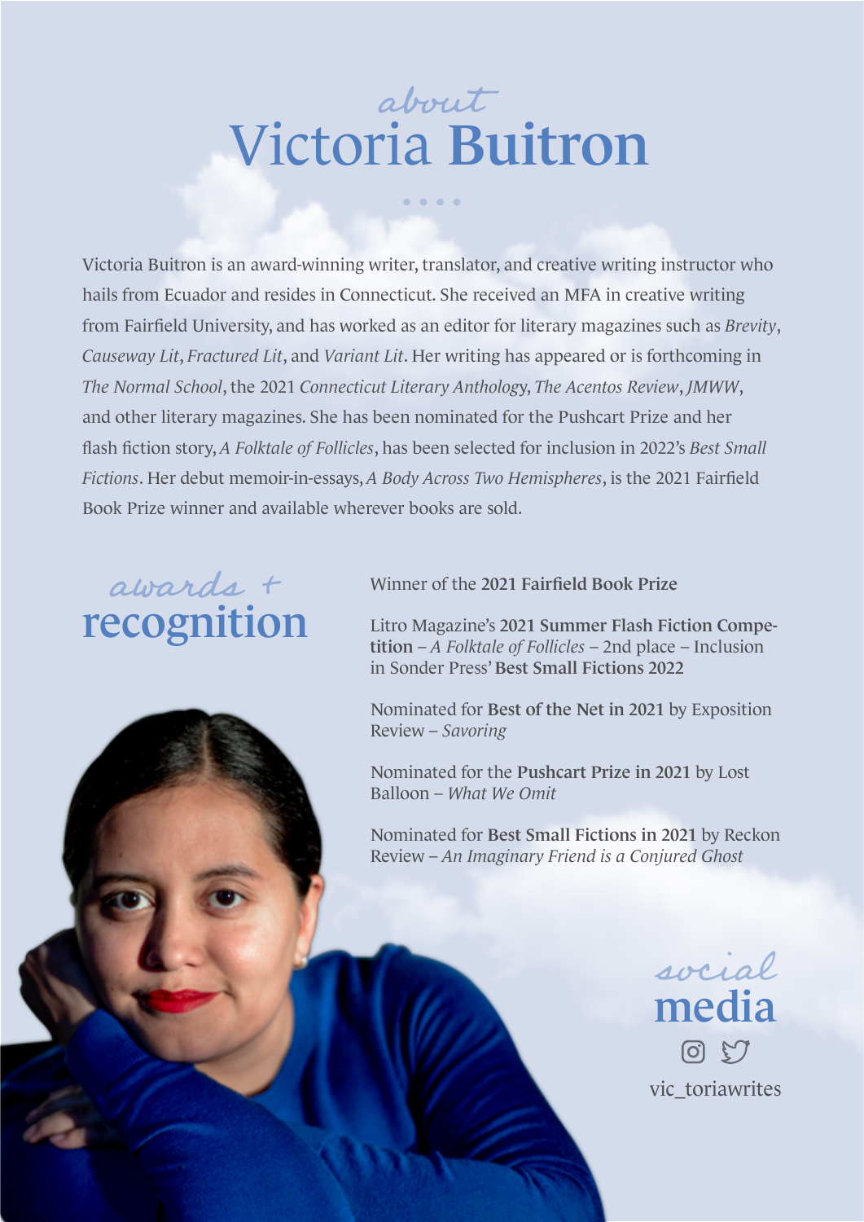# about Victoria Buitron

Victoria Buitron is an award-winning writer, translator, and creative writing instructor who hails from Ecuador and resides in Connecticut. She received an MFA in creative writing from Fairfield University, and has worked as an editor for literary magazines such as *Brevity*, *Causeway Lit*, *Fractured Lit*, and *Variant Lit*. Her writing has appeared or is forthcoming in *The Normal School*, the 2021 *Connecticut Literary Anthology*, *The Acentos Review*, *JMWW*, and other literary magazines. She has been nominated for the Pushcart Prize and her flash fiction story, *A Folktale of Follicles*, has been selected for inclusion in 2022's *Best Small Fictions*. Her debut memoir-in-essays, *A Body Across Two Hemispheres*, is the 2021 Fairfield Book Prize winner and available wherever books are sold.

## awards + recognition

Winner of the **2021 Fairfield Book Prize**

Litro Magazine's **2021 Summer Flash Fiction Competition** – *A Folktale of Follicles* – 2nd place – Inclusion in Sonder Press' **Best Small Fictions 2022**

Nominated for **Best of the Net in 2021** by Exposition Review – *Savoring*

Nominated for the **Pushcart Prize in 2021** by Lost Balloon – *What We Omit*

Nominated for **Best Small Fictions in 2021** by Reckon Review – *An Imaginary Friend is a Conjured Ghost*

## social media

vic_toriawrites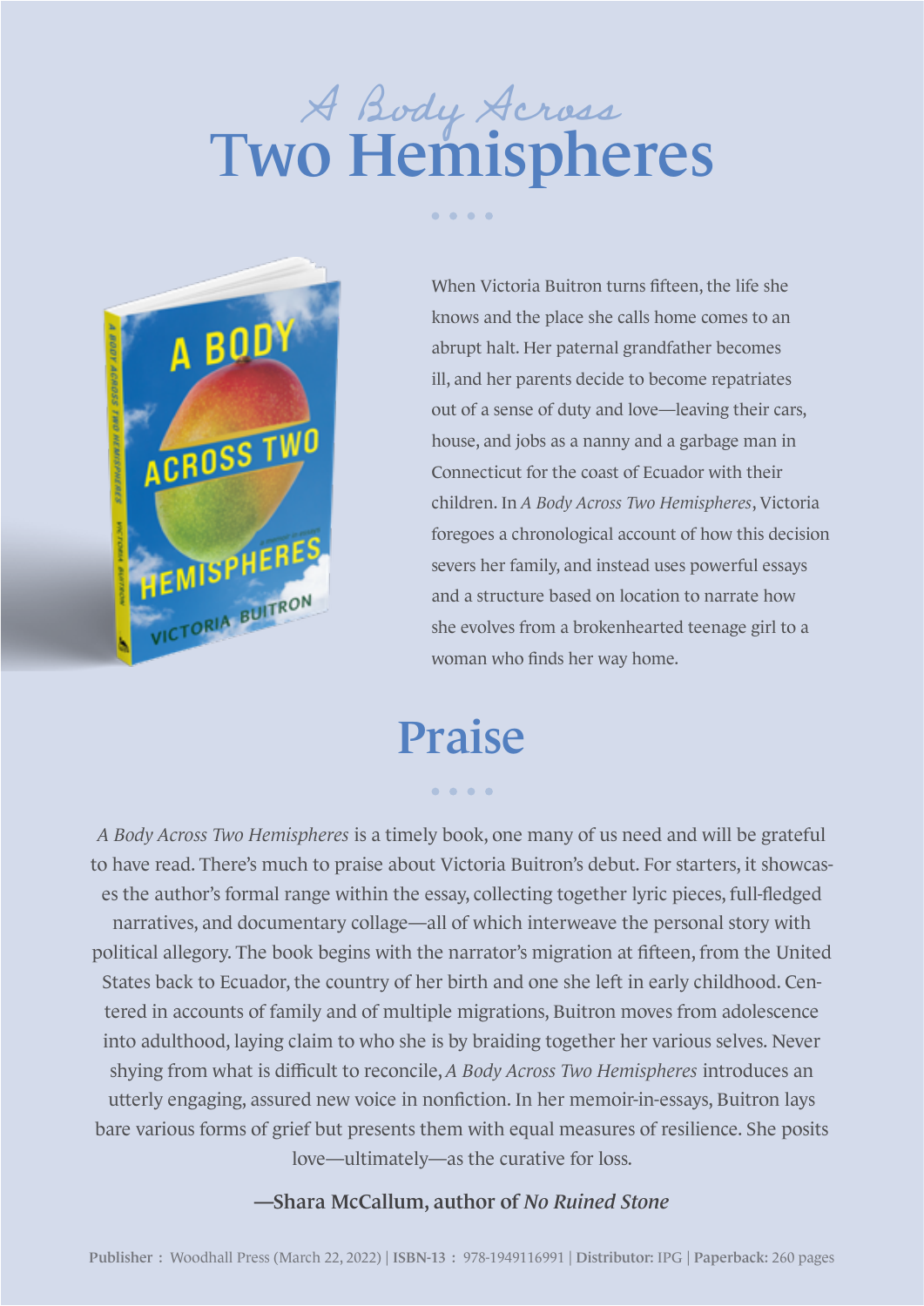# *A Body Across* Two Hemispheres

When Victoria Buitron turns fifteen, the life she knows and the place she calls home comes to an abrupt halt. Her paternal grandfather becomes ill, and her parents decide to become repatriates out of a sense of duty and love—leaving their cars, house, and jobs as a nanny and a garbage man in Connecticut for the coast of Ecuador with their children. In *A Body Across Two Hemispheres*, Victoria foregoes a chronological account of how this decision severs her family, and instead uses powerful essays and a structure based on location to narrate how she evolves from a brokenhearted teenage girl to a woman who finds her way home.

## Praise

*A Body Across Two Hemispheres* is a timely book, one many of us need and will be grateful to have read. There's much to praise about Victoria Buitron's debut. For starters, it showcases the author's formal range within the essay, collecting together lyric pieces, full-fledged narratives, and documentary collage—all of which interweave the personal story with political allegory. The book begins with the narrator's migration at fifteen, from the United States back to Ecuador, the country of her birth and one she left in early childhood. Centered in accounts of family and of multiple migrations, Buitron moves from adolescence into adulthood, laying claim to who she is by braiding together her various selves. Never shying from what is difficult to reconcile, *A Body Across Two Hemispheres* introduces an utterly engaging, assured new voice in nonfiction. In her memoir-in-essays, Buitron lays bare various forms of grief but presents them with equal measures of resilience. She posits love—ultimately—as the curative for loss.

**—Shara McCallum, author of *No Ruined Stone***

**Publisher :** Woodhall Press (March 22, 2022) | **ISBN-13 :** 978-1949116991 | **Distributor:** IPG | **Paperback:** 260 pages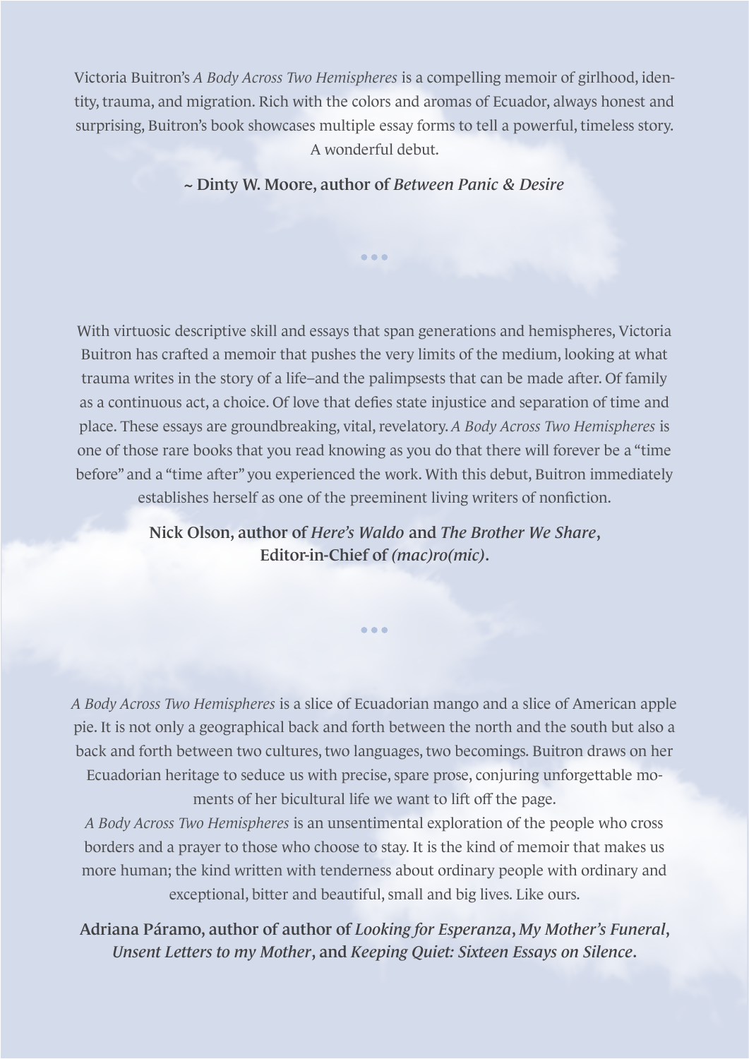Victoria Buitron's *A Body Across Two Hemispheres* is a compelling memoir of girlhood, identity, trauma, and migration. Rich with the colors and aromas of Ecuador, always honest and surprising, Buitron's book showcases multiple essay forms to tell a powerful, timeless story. A wonderful debut.

**~ Dinty W. Moore, author of *Between Panic & Desire***

•••

With virtuosic descriptive skill and essays that span generations and hemispheres, Victoria Buitron has crafted a memoir that pushes the very limits of the medium, looking at what trauma writes in the story of a life–and the palimpsests that can be made after. Of family as a continuous act, a choice. Of love that defies state injustice and separation of time and place. These essays are groundbreaking, vital, revelatory. *A Body Across Two Hemispheres* is one of those rare books that you read knowing as you do that there will forever be a "time before" and a "time after" you experienced the work. With this debut, Buitron immediately establishes herself as one of the preeminent living writers of nonfiction.

**Nick Olson, author of *Here's Waldo* and *The Brother We Share*,**
**Editor-in-Chief of *(mac)ro(mic)*.**

•••

*A Body Across Two Hemispheres* is a slice of Ecuadorian mango and a slice of American apple pie. It is not only a geographical back and forth between the north and the south but also a back and forth between two cultures, two languages, two becomings. Buitron draws on her Ecuadorian heritage to seduce us with precise, spare prose, conjuring unforgettable moments of her bicultural life we want to lift off the page.

*A Body Across Two Hemispheres* is an unsentimental exploration of the people who cross borders and a prayer to those who choose to stay. It is the kind of memoir that makes us more human; the kind written with tenderness about ordinary people with ordinary and exceptional, bitter and beautiful, small and big lives. Like ours.

**Adriana Páramo, author of author of *Looking for Esperanza*, *My Mother's Funeral*, *Unsent Letters to my Mother*, and *Keeping Quiet: Sixteen Essays on Silence*.**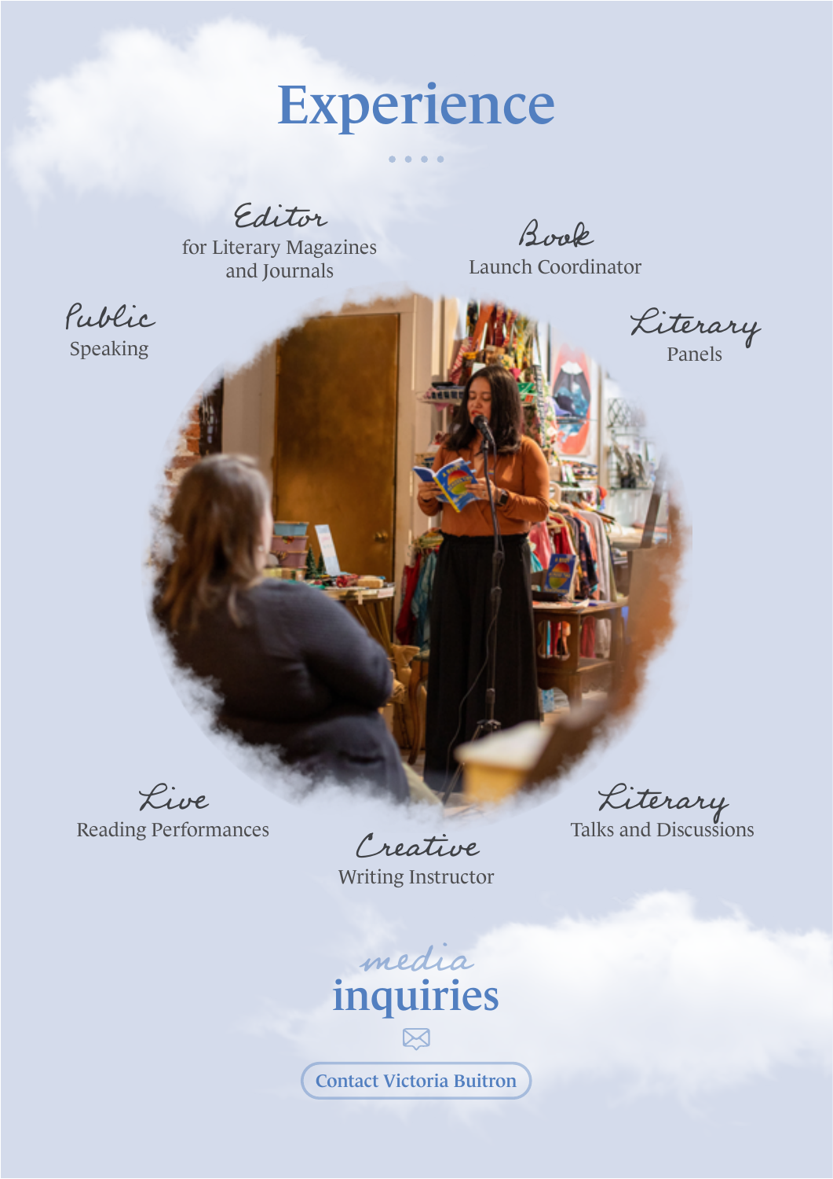# Experience

**Editor** for Literary Magazines and Journals

**Book** Launch Coordinator

**Public** Speaking

**Literary** Panels

**Live** Reading Performances

**Literary** Talks and Discussions

**Creative** Writing Instructor

## *media* inquiries

Contact Victoria Buitron